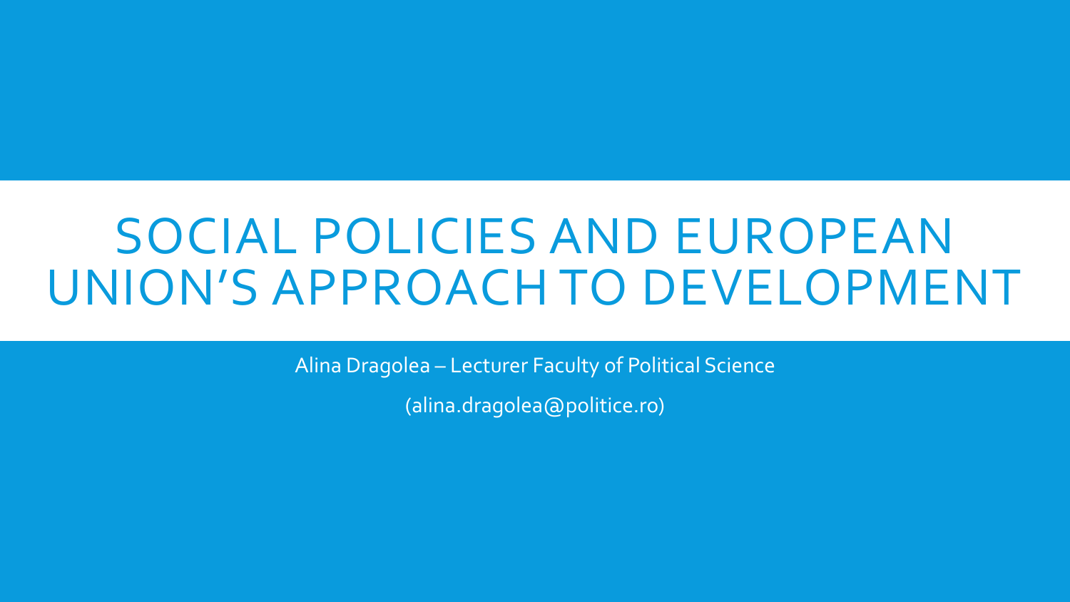# SOCIAL POLICIES AND EUROPEAN UNION'S APPROACH TO DEVELOPMENT

Alina Dragolea – Lecturer Faculty of Political Science

(alina.dragolea@politice.ro)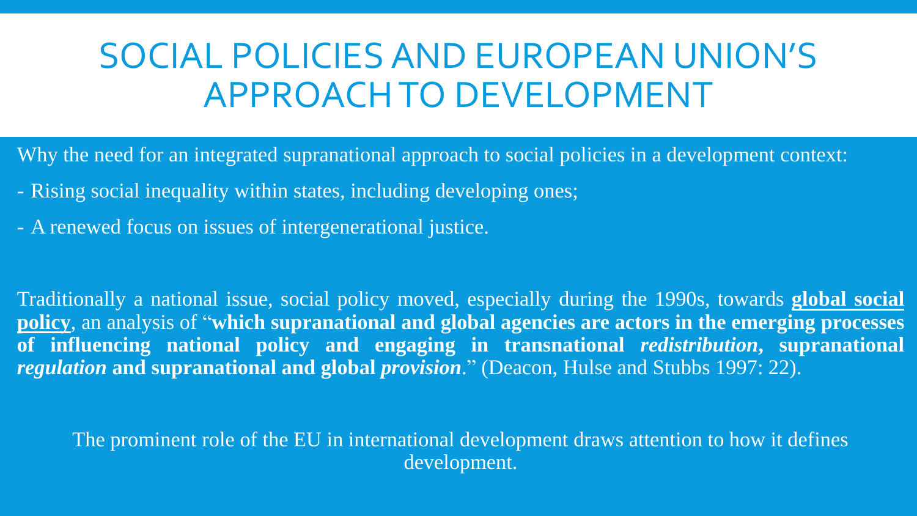# SOCIAL POLICIES AND EUROPEAN UNION'S APPROACH TO DEVELOPMENT

Why the need for an integrated supranational approach to social policies in a development context:

- Rising social inequality within states, including developing ones;
- A renewed focus on issues of intergenerational justice.

Traditionally a national issue, social policy moved, especially during the 1990s, towards <u>**global social policy**</u>, an analysis of "**which supranational and global agencies are actors in the emerging processes of influencing national policy and engaging in transnational *redistribution*, supranational *regulation* and supranational and global *provision***." (Deacon, Hulse and Stubbs 1997: 22).

The prominent role of the EU in international development draws attention to how it defines development.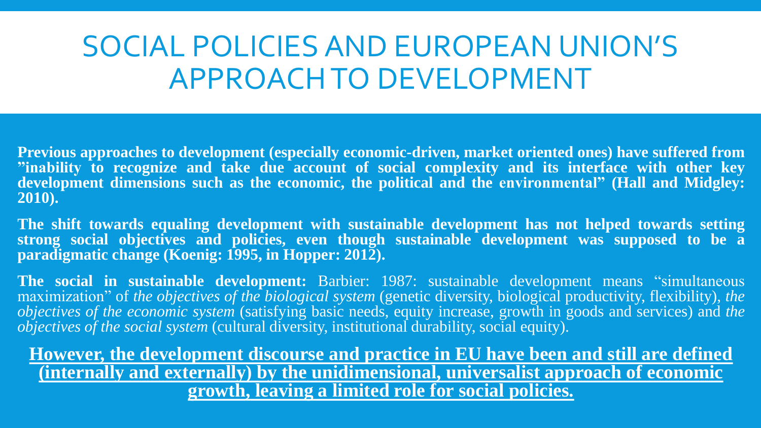# SOCIAL POLICIES AND EUROPEAN UNION'S APPROACH TO DEVELOPMENT

**Previous approaches to development (especially economic-driven, market oriented ones) have suffered from "inability to recognize and take due account of social complexity and its interface with other key development dimensions such as the economic, the political and the environmental" (Hall and Midgley: 2010).**

**The shift towards equaling development with sustainable development has not helped towards setting strong social objectives and policies, even though sustainable development was supposed to be a paradigmatic change (Koenig: 1995, in Hopper: 2012).**

**The social in sustainable development:** Barbier: 1987: sustainable development means "simultaneous maximization" of *the objectives of the biological system* (genetic diversity, biological productivity, flexibility), *the objectives of the economic system* (satisfying basic needs, equity increase, growth in goods and services) and *the objectives of the social system* (cultural diversity, institutional durability, social equity).

<u>**However, the development discourse and practice in EU have been and still are defined (internally and externally) by the unidimensional, universalist approach of economic growth, leaving a limited role for social policies.**</u>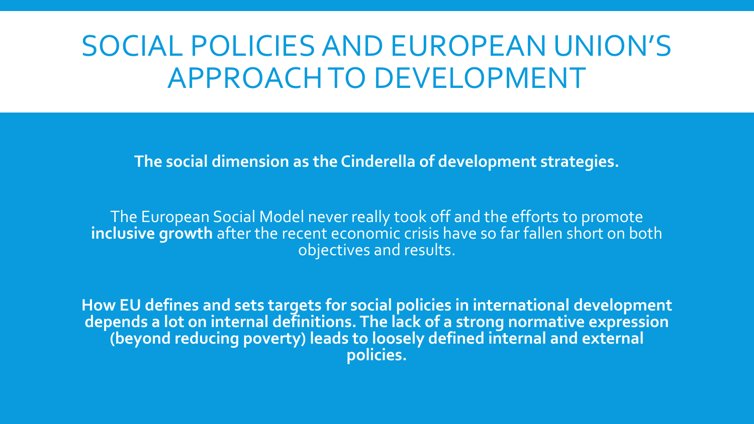# SOCIAL POLICIES AND EUROPEAN UNION'S APPROACH TO DEVELOPMENT

**The social dimension as the Cinderella of development strategies.**

The European Social Model never really took off and the efforts to promote **inclusive growth** after the recent economic crisis have so far fallen short on both objectives and results.

**How EU defines and sets targets for social policies in international development depends a lot on internal definitions. The lack of a strong normative expression (beyond reducing poverty) leads to loosely defined internal and external policies.**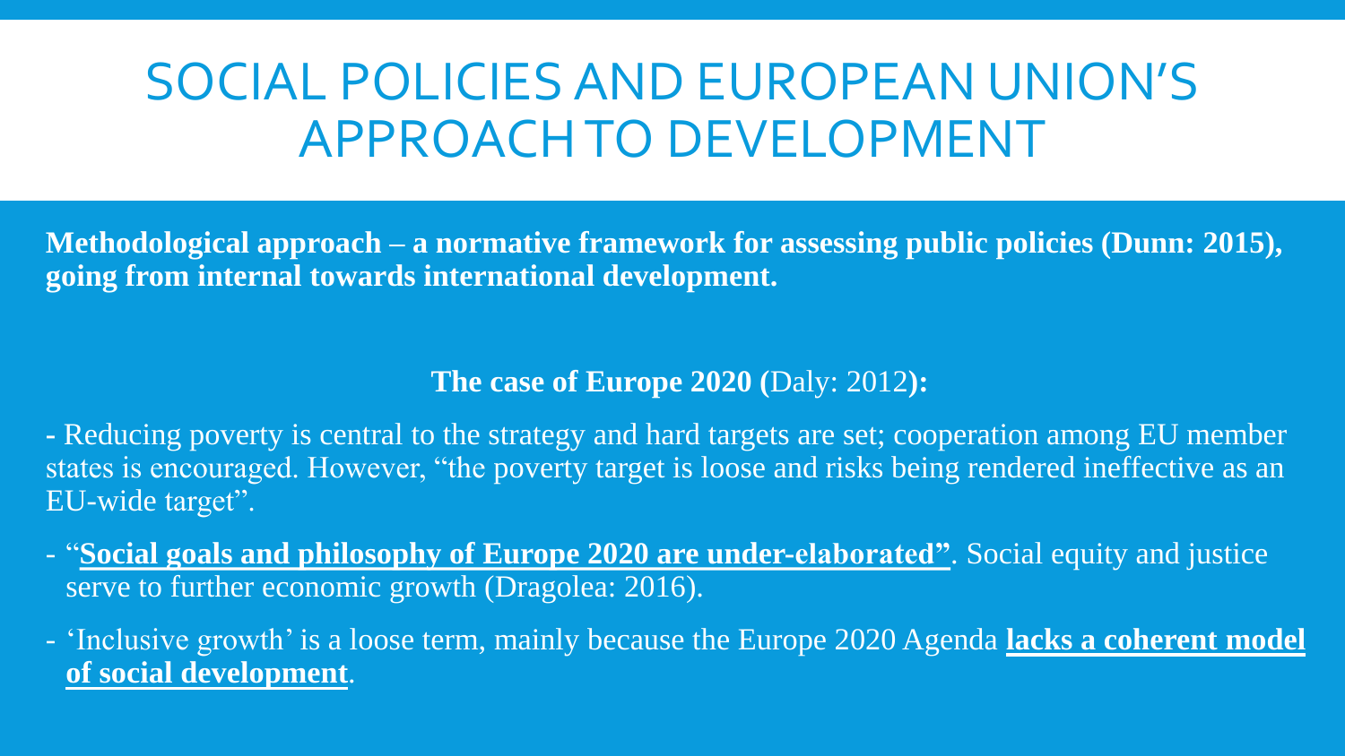# SOCIAL POLICIES AND EUROPEAN UNION'S APPROACH TO DEVELOPMENT

**Methodological approach – a normative framework for assessing public policies (Dunn: 2015), going from internal towards international development.**

**The case of Europe 2020 (**Daly: 2012**):**

- Reducing poverty is central to the strategy and hard targets are set; cooperation among EU member states is encouraged. However, "the poverty target is loose and risks being rendered ineffective as an EU-wide target".
- "**Social goals and philosophy of Europe 2020 are under-elaborated"**. Social equity and justice serve to further economic growth (Dragolea: 2016).
- 'Inclusive growth' is a loose term, mainly because the Europe 2020 Agenda **lacks a coherent model of social development**.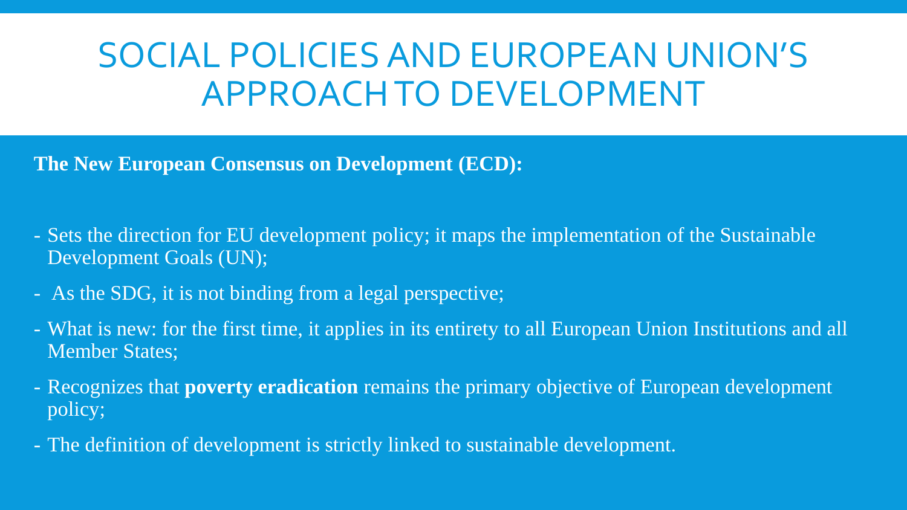# SOCIAL POLICIES AND EUROPEAN UNION'S APPROACH TO DEVELOPMENT

**The New European Consensus on Development (ECD):**

- Sets the direction for EU development policy; it maps the implementation of the Sustainable Development Goals (UN);
- As the SDG, it is not binding from a legal perspective;
- What is new: for the first time, it applies in its entirety to all European Union Institutions and all Member States;
- Recognizes that **poverty eradication** remains the primary objective of European development policy;
- The definition of development is strictly linked to sustainable development.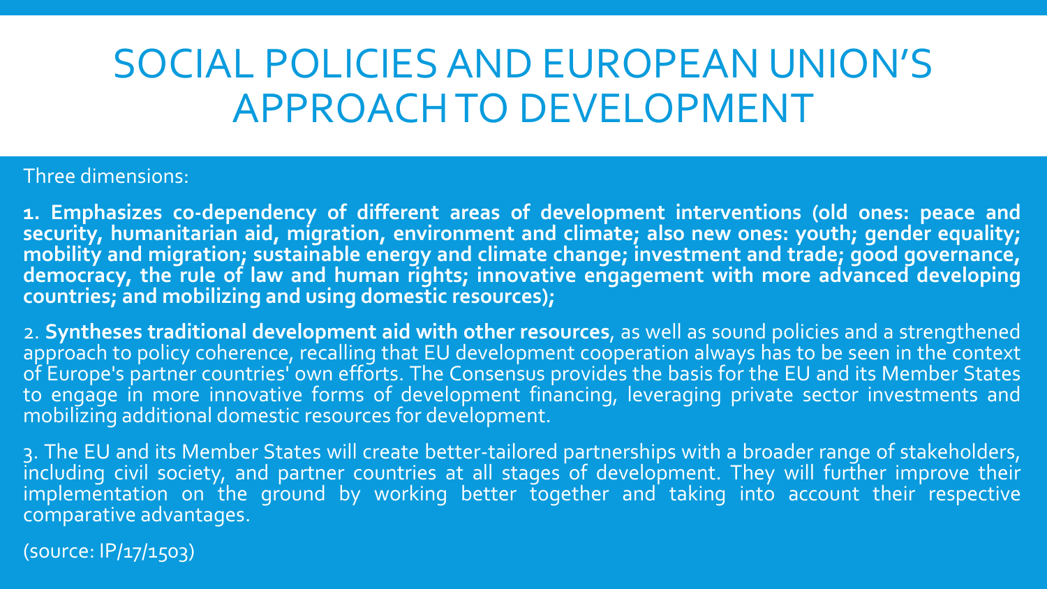# SOCIAL POLICIES AND EUROPEAN UNION'S APPROACH TO DEVELOPMENT

Three dimensions:

**1. Emphasizes co-dependency of different areas of development interventions (old ones: peace and security, humanitarian aid, migration, environment and climate; also new ones: youth; gender equality; mobility and migration; sustainable energy and climate change; investment and trade; good governance, democracy, the rule of law and human rights; innovative engagement with more advanced developing countries; and mobilizing and using domestic resources);**

2. **Syntheses traditional development aid with other resources**, as well as sound policies and a strengthened approach to policy coherence, recalling that EU development cooperation always has to be seen in the context of Europe's partner countries' own efforts. The Consensus provides the basis for the EU and its Member States to engage in more innovative forms of development financing, leveraging private sector investments and mobilizing additional domestic resources for development.

3. The EU and its Member States will create better-tailored partnerships with a broader range of stakeholders, including civil society, and partner countries at all stages of development. They will further improve their implementation on the ground by working better together and taking into account their respective comparative advantages.

(source: IP/17/1503)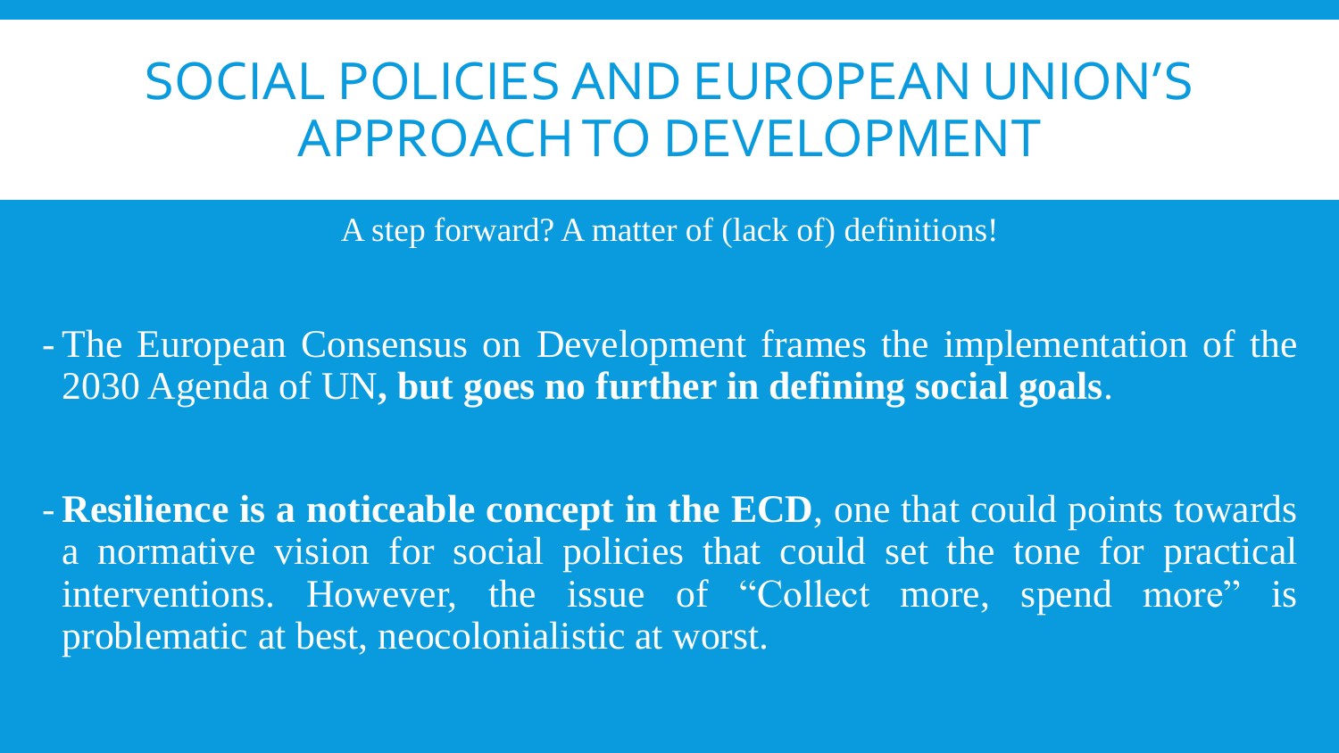# SOCIAL POLICIES AND EUROPEAN UNION'S APPROACH TO DEVELOPMENT

A step forward? A matter of (lack of) definitions!

- The European Consensus on Development frames the implementation of the 2030 Agenda of UN**, but goes no further in defining social goals**.

- **Resilience is a noticeable concept in the ECD**, one that could points towards a normative vision for social policies that could set the tone for practical interventions. However, the issue of "Collect more, spend more" is problematic at best, neocolonialistic at worst.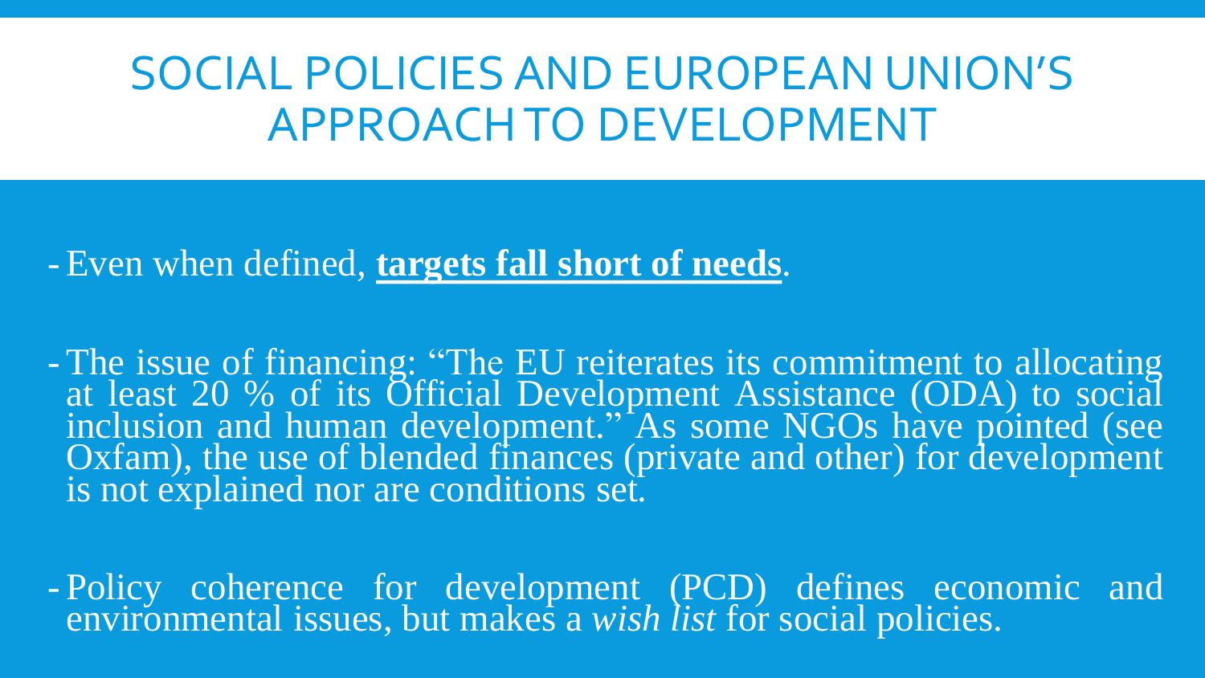# SOCIAL POLICIES AND EUROPEAN UNION'S APPROACH TO DEVELOPMENT

- Even when defined, **targets fall short of needs**.

- The issue of financing: "The EU reiterates its commitment to allocating at least 20 % of its Official Development Assistance (ODA) to social inclusion and human development." As some NGOs have pointed (see Oxfam), the use of blended finances (private and other) for development is not explained nor are conditions set.

- Policy coherence for development (PCD) defines economic and environmental issues, but makes a *wish list* for social policies.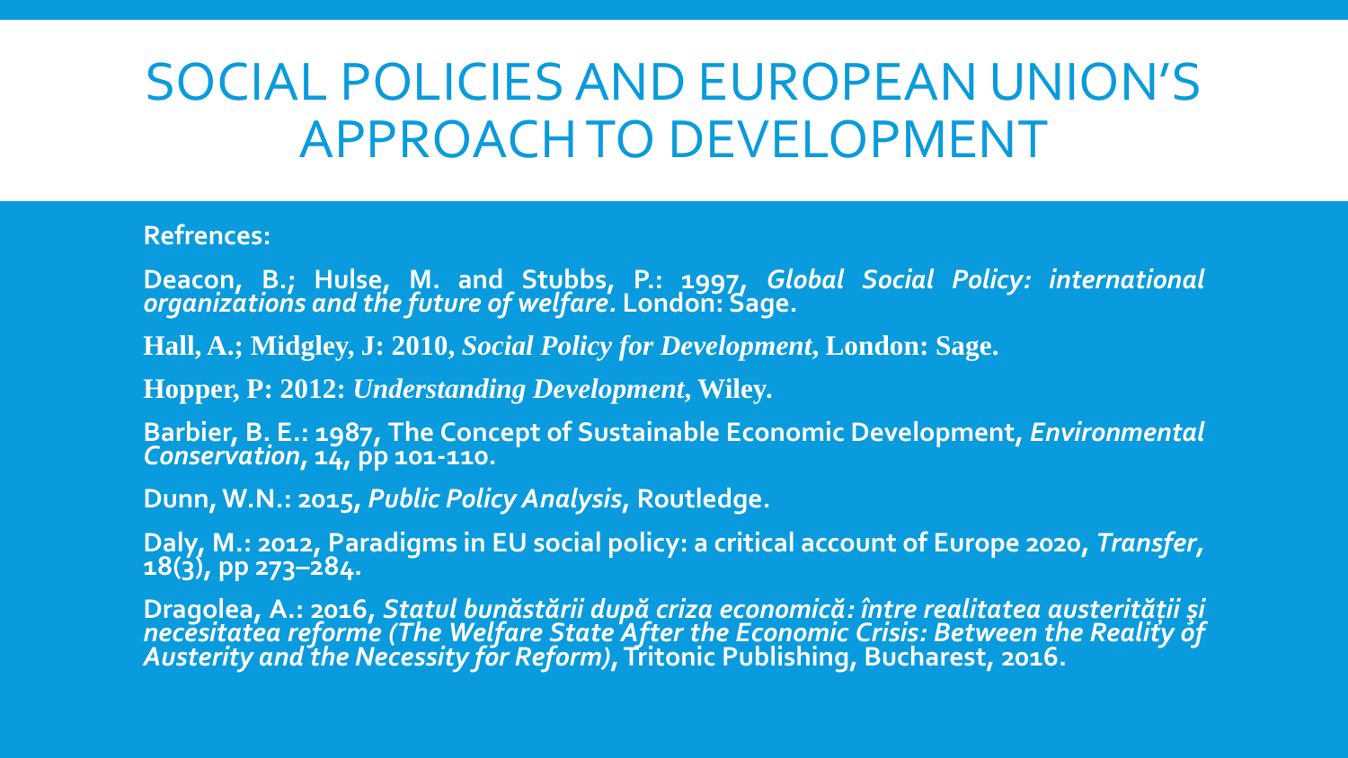# SOCIAL POLICIES AND EUROPEAN UNION'S APPROACH TO DEVELOPMENT

**Refrences:**

**Deacon, B.; Hulse, M. and Stubbs, P.: 1997, *Global Social Policy: international organizations and the future of welfare*. London: Sage.**

**Hall, A.; Midgley, J: 2010, *Social Policy for Development*, London: Sage.**

**Hopper, P: 2012: *Understanding Development*, Wiley.**

**Barbier, B. E.: 1987, The Concept of Sustainable Economic Development, *Environmental Conservation*, 14, pp 101-110.**

**Dunn, W.N.: 2015, *Public Policy Analysis*, Routledge.**

**Daly, M.: 2012, Paradigms in EU social policy: a critical account of Europe 2020, *Transfer*, 18(3), pp 273–284.**

**Dragolea, A.: 2016, *Statul bunăstării după criza economică: între realitatea austerității și necesitatea reformei (The Welfare State After the Economic Crisis: Between the Reality of Austerity and the Necessity for Reform)*, Tritonic Publishing, Bucharest, 2016.**